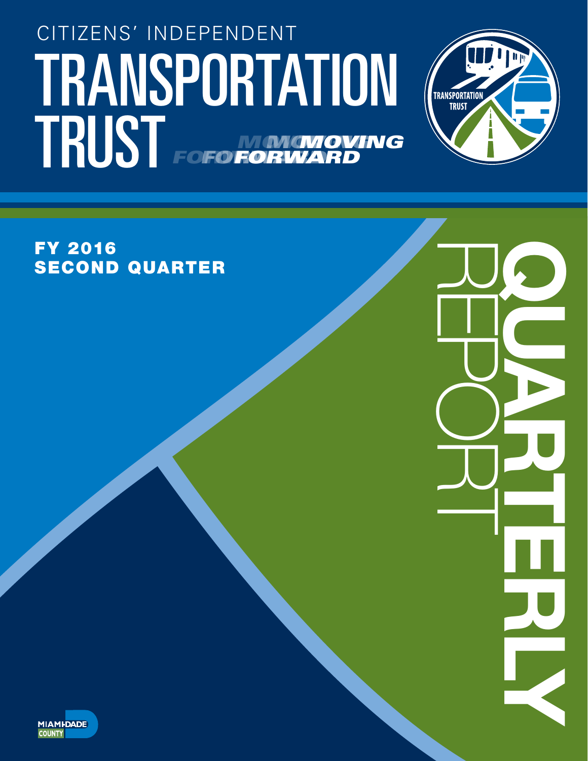CITIZENS' INDEPENDENT

# TRANSPORTATION TRUST

*MOVING FORWARD*

TRANSPORTATION TRUST

## FY 2016 SECOND QUARTER

# QUARTERLY REPORT

MIAMI-DADE COUNTY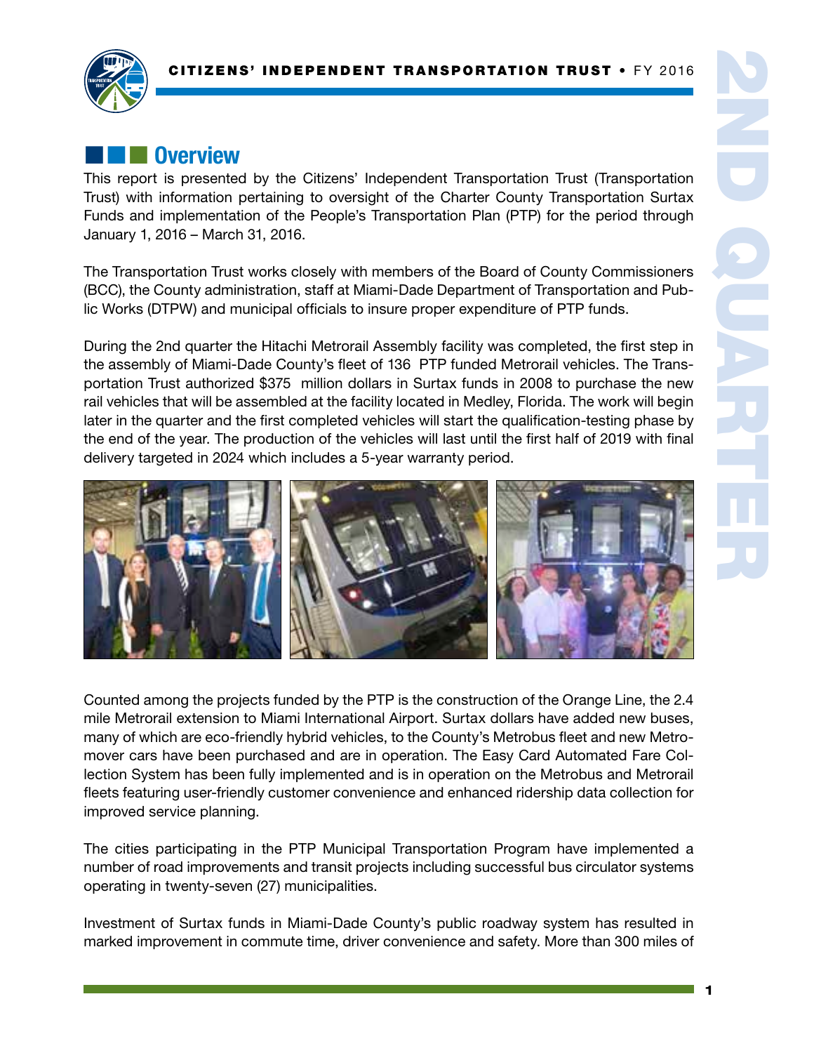## Overview

This report is presented by the Citizens' Independent Transportation Trust (Transportation Trust) with information pertaining to oversight of the Charter County Transportation Surtax Funds and implementation of the People's Transportation Plan (PTP) for the period through January 1, 2016 – March 31, 2016.

The Transportation Trust works closely with members of the Board of County Commissioners (BCC), the County administration, staff at Miami-Dade Department of Transportation and Public Works (DTPW) and municipal officials to insure proper expenditure of PTP funds.

During the 2nd quarter the Hitachi Metrorail Assembly facility was completed, the first step in the assembly of Miami-Dade County's fleet of 136 PTP funded Metrorail vehicles. The Transportation Trust authorized $375 million dollars in Surtax funds in 2008 to purchase the new rail vehicles that will be assembled at the facility located in Medley, Florida. The work will begin later in the quarter and the first completed vehicles will start the qualification-testing phase by the end of the year. The production of the vehicles will last until the first half of 2019 with final delivery targeted in 2024 which includes a 5-year warranty period.

Counted among the projects funded by the PTP is the construction of the Orange Line, the 2.4 mile Metrorail extension to Miami International Airport. Surtax dollars have added new buses, many of which are eco-friendly hybrid vehicles, to the County's Metrobus fleet and new Metromover cars have been purchased and are in operation. The Easy Card Automated Fare Collection System has been fully implemented and is in operation on the Metrobus and Metrorail fleets featuring user-friendly customer convenience and enhanced ridership data collection for improved service planning.

The cities participating in the PTP Municipal Transportation Program have implemented a number of road improvements and transit projects including successful bus circulator systems operating in twenty-seven (27) municipalities.

Investment of Surtax funds in Miami-Dade County's public roadway system has resulted in marked improvement in commute time, driver convenience and safety. More than 300 miles of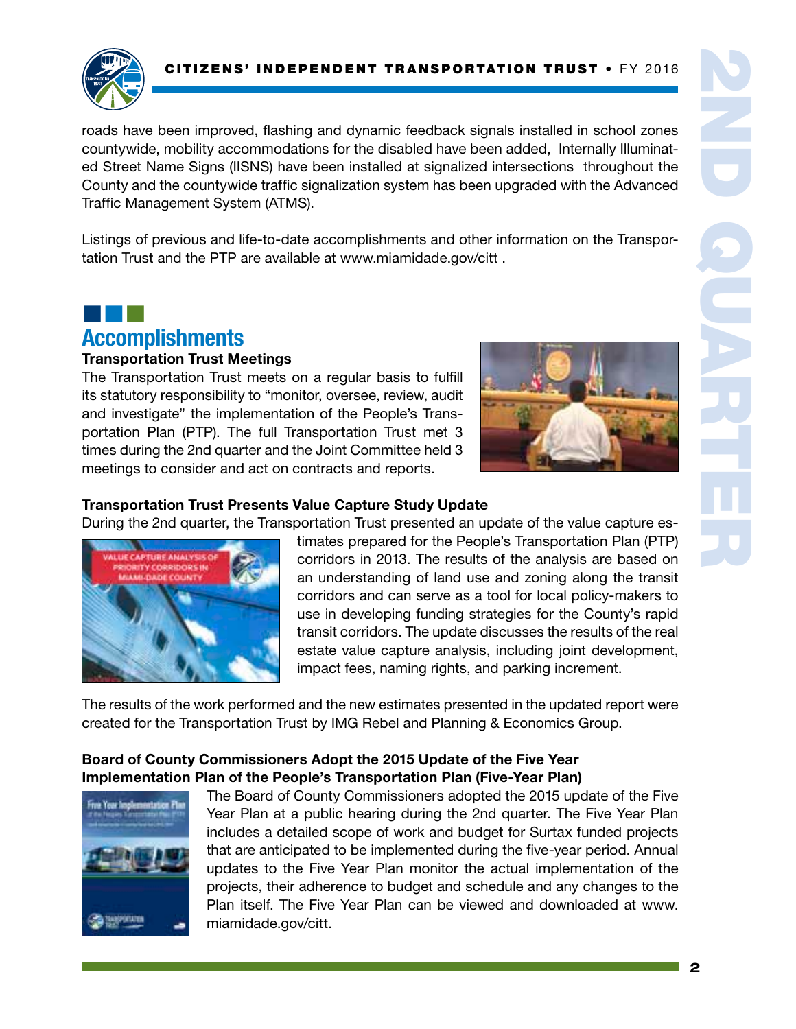roads have been improved, flashing and dynamic feedback signals installed in school zones countywide, mobility accommodations for the disabled have been added, Internally Illuminated Street Name Signs (IISNS) have been installed at signalized intersections throughout the County and the countywide traffic signalization system has been upgraded with the Advanced Traffic Management System (ATMS).

Listings of previous and life-to-date accomplishments and other information on the Transportation Trust and the PTP are available at www.miamidade.gov/citt .

## Accomplishments

### Transportation Trust Meetings

The Transportation Trust meets on a regular basis to fulfill its statutory responsibility to "monitor, oversee, review, audit and investigate" the implementation of the People's Transportation Plan (PTP). The full Transportation Trust met 3 times during the 2nd quarter and the Joint Committee held 3 meetings to consider and act on contracts and reports.

### Transportation Trust Presents Value Capture Study Update

During the 2nd quarter, the Transportation Trust presented an update of the value capture estimates prepared for the People's Transportation Plan (PTP) corridors in 2013. The results of the analysis are based on an understanding of land use and zoning along the transit corridors and can serve as a tool for local policy-makers to use in developing funding strategies for the County's rapid transit corridors. The update discusses the results of the real estate value capture analysis, including joint development, impact fees, naming rights, and parking increment.

The results of the work performed and the new estimates presented in the updated report were created for the Transportation Trust by IMG Rebel and Planning & Economics Group.

### Board of County Commissioners Adopt the 2015 Update of the Five Year Implementation Plan of the People's Transportation Plan (Five-Year Plan)

The Board of County Commissioners adopted the 2015 update of the Five Year Plan at a public hearing during the 2nd quarter. The Five Year Plan includes a detailed scope of work and budget for Surtax funded projects that are anticipated to be implemented during the five-year period. Annual updates to the Five Year Plan monitor the actual implementation of the projects, their adherence to budget and schedule and any changes to the Plan itself. The Five Year Plan can be viewed and downloaded at www.miamidade.gov/citt.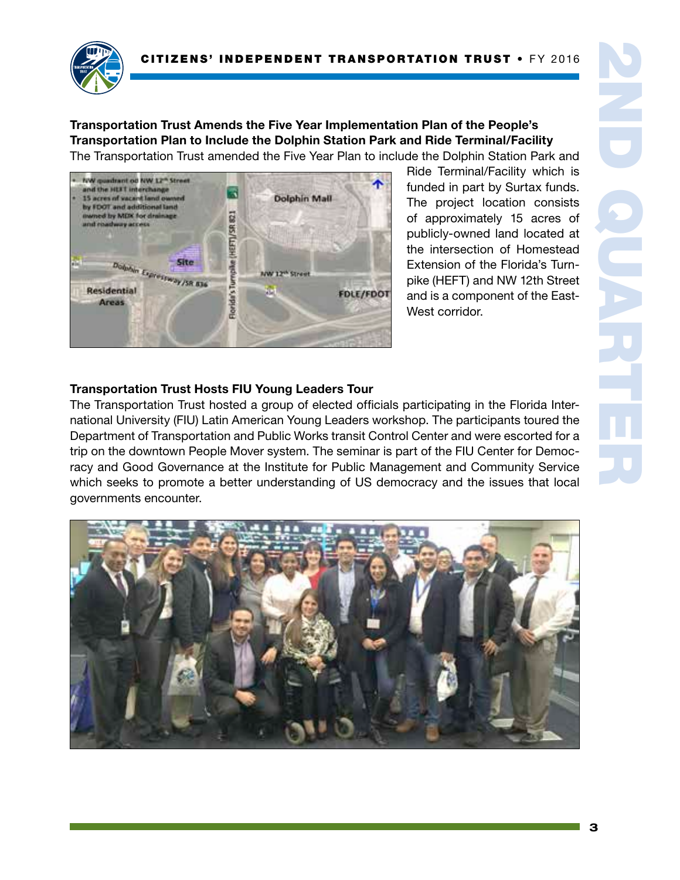**Transportation Trust Amends the Five Year Implementation Plan of the People's Transportation Plan to Include the Dolphin Station Park and Ride Terminal/Facility**

The Transportation Trust amended the Five Year Plan to include the Dolphin Station Park and Ride Terminal/Facility which is funded in part by Surtax funds. The project location consists of approximately 15 acres of publicly-owned land located at the intersection of Homestead Extension of the Florida's Turnpike (HEFT) and NW 12th Street and is a component of the East-West corridor.

**Transportation Trust Hosts FIU Young Leaders Tour**

The Transportation Trust hosted a group of elected officials participating in the Florida International University (FIU) Latin American Young Leaders workshop. The participants toured the Department of Transportation and Public Works transit Control Center and were escorted for a trip on the downtown People Mover system. The seminar is part of the FIU Center for Democracy and Good Governance at the Institute for Public Management and Community Service which seeks to promote a better understanding of US democracy and the issues that local governments encounter.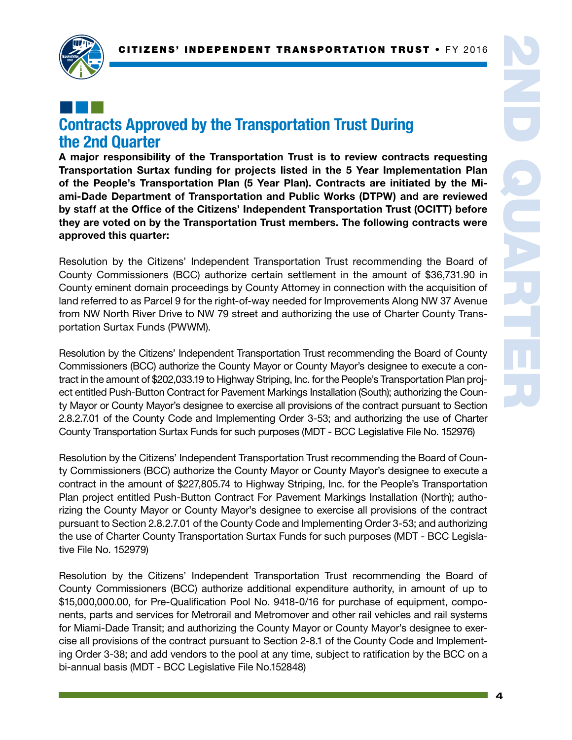## Contracts Approved by the Transportation Trust During the 2nd Quarter

**A major responsibility of the Transportation Trust is to review contracts requesting Transportation Surtax funding for projects listed in the 5 Year Implementation Plan of the People's Transportation Plan (5 Year Plan). Contracts are initiated by the Miami-Dade Department of Transportation and Public Works (DTPW) and are reviewed by staff at the Office of the Citizens' Independent Transportation Trust (OCITT) before they are voted on by the Transportation Trust members. The following contracts were approved this quarter:**

Resolution by the Citizens' Independent Transportation Trust recommending the Board of County Commissioners (BCC) authorize certain settlement in the amount of $36,731.90 in County eminent domain proceedings by County Attorney in connection with the acquisition of land referred to as Parcel 9 for the right-of-way needed for Improvements Along NW 37 Avenue from NW North River Drive to NW 79 street and authorizing the use of Charter County Transportation Surtax Funds (PWWM).

Resolution by the Citizens' Independent Transportation Trust recommending the Board of County Commissioners (BCC) authorize the County Mayor or County Mayor's designee to execute a contract in the amount of $202,033.19 to Highway Striping, Inc. for the People's Transportation Plan project entitled Push-Button Contract for Pavement Markings Installation (South); authorizing the County Mayor or County Mayor's designee to exercise all provisions of the contract pursuant to Section 2.8.2.7.01 of the County Code and Implementing Order 3-53; and authorizing the use of Charter County Transportation Surtax Funds for such purposes (MDT - BCC Legislative File No. 152976)

Resolution by the Citizens' Independent Transportation Trust recommending the Board of County Commissioners (BCC) authorize the County Mayor or County Mayor's designee to execute a contract in the amount of $227,805.74 to Highway Striping, Inc. for the People's Transportation Plan project entitled Push-Button Contract For Pavement Markings Installation (North); authorizing the County Mayor or County Mayor's designee to exercise all provisions of the contract pursuant to Section 2.8.2.7.01 of the County Code and Implementing Order 3-53; and authorizing the use of Charter County Transportation Surtax Funds for such purposes (MDT - BCC Legislative File No. 152979)

Resolution by the Citizens' Independent Transportation Trust recommending the Board of County Commissioners (BCC) authorize additional expenditure authority, in amount of up to $15,000,000.00, for Pre-Qualification Pool No. 9418-0/16 for purchase of equipment, components, parts and services for Metrorail and Metromover and other rail vehicles and rail systems for Miami-Dade Transit; and authorizing the County Mayor or County Mayor's designee to exercise all provisions of the contract pursuant to Section 2-8.1 of the County Code and Implementing Order 3-38; and add vendors to the pool at any time, subject to ratification by the BCC on a bi-annual basis (MDT - BCC Legislative File No.152848)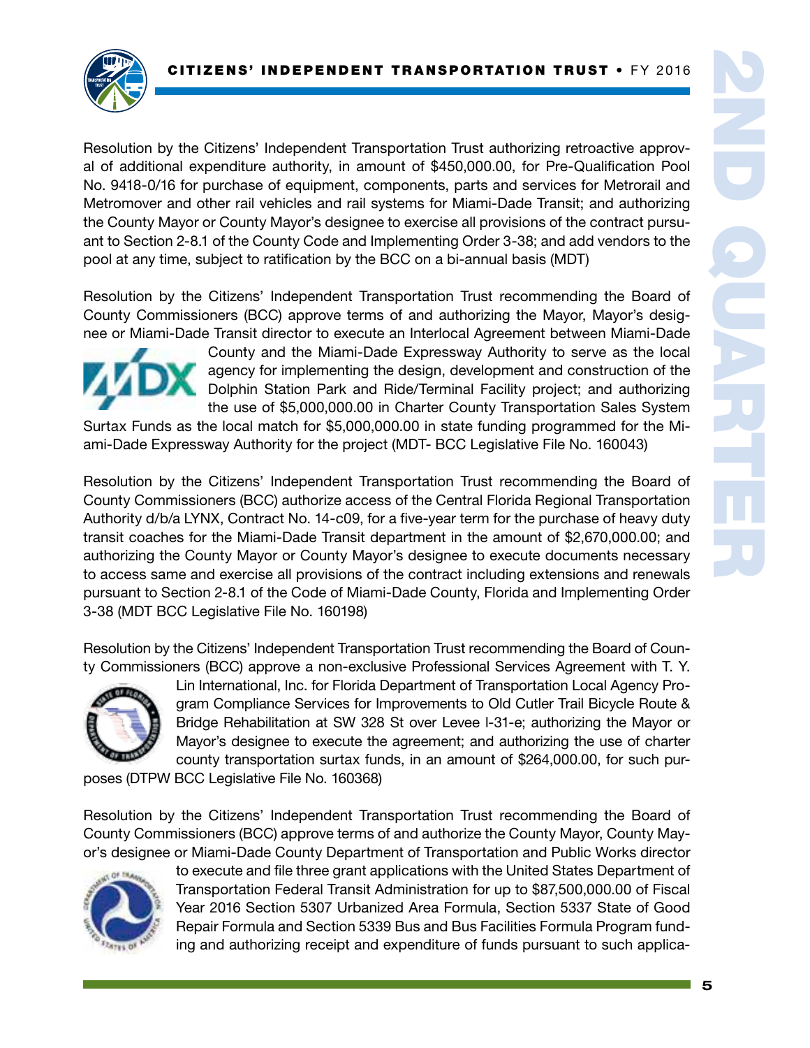Resolution by the Citizens' Independent Transportation Trust authorizing retroactive approval of additional expenditure authority, in amount of $450,000.00, for Pre-Qualification Pool No. 9418-0/16 for purchase of equipment, components, parts and services for Metrorail and Metromover and other rail vehicles and rail systems for Miami-Dade Transit; and authorizing the County Mayor or County Mayor's designee to exercise all provisions of the contract pursuant to Section 2-8.1 of the County Code and Implementing Order 3-38; and add vendors to the pool at any time, subject to ratification by the BCC on a bi-annual basis (MDT)

Resolution by the Citizens' Independent Transportation Trust recommending the Board of County Commissioners (BCC) approve terms of and authorizing the Mayor, Mayor's designee or Miami-Dade Transit director to execute an Interlocal Agreement between Miami-Dade County and the Miami-Dade Expressway Authority to serve as the local agency for implementing the design, development and construction of the Dolphin Station Park and Ride/Terminal Facility project; and authorizing the use of $5,000,000.00 in Charter County Transportation Sales System Surtax Funds as the local match for $5,000,000.00 in state funding programmed for the Miami-Dade Expressway Authority for the project (MDT- BCC Legislative File No. 160043)

Resolution by the Citizens' Independent Transportation Trust recommending the Board of County Commissioners (BCC) authorize access of the Central Florida Regional Transportation Authority d/b/a LYNX, Contract No. 14-c09, for a five-year term for the purchase of heavy duty transit coaches for the Miami-Dade Transit department in the amount of $2,670,000.00; and authorizing the County Mayor or County Mayor's designee to execute documents necessary to access same and exercise all provisions of the contract including extensions and renewals pursuant to Section 2-8.1 of the Code of Miami-Dade County, Florida and Implementing Order 3-38 (MDT BCC Legislative File No. 160198)

Resolution by the Citizens' Independent Transportation Trust recommending the Board of County Commissioners (BCC) approve a non-exclusive Professional Services Agreement with T. Y. Lin International, Inc. for Florida Department of Transportation Local Agency Program Compliance Services for Improvements to Old Cutler Trail Bicycle Route & Bridge Rehabilitation at SW 328 St over Levee l-31-e; authorizing the Mayor or Mayor's designee to execute the agreement; and authorizing the use of charter county transportation surtax funds, in an amount of $264,000.00, for such purposes (DTPW BCC Legislative File No. 160368)

Resolution by the Citizens' Independent Transportation Trust recommending the Board of County Commissioners (BCC) approve terms of and authorize the County Mayor, County Mayor's designee or Miami-Dade County Department of Transportation and Public Works director to execute and file three grant applications with the United States Department of Transportation Federal Transit Administration for up to $87,500,000.00 of Fiscal Year 2016 Section 5307 Urbanized Area Formula, Section 5337 State of Good Repair Formula and Section 5339 Bus and Bus Facilities Formula Program funding and authorizing receipt and expenditure of funds pursuant to such applica-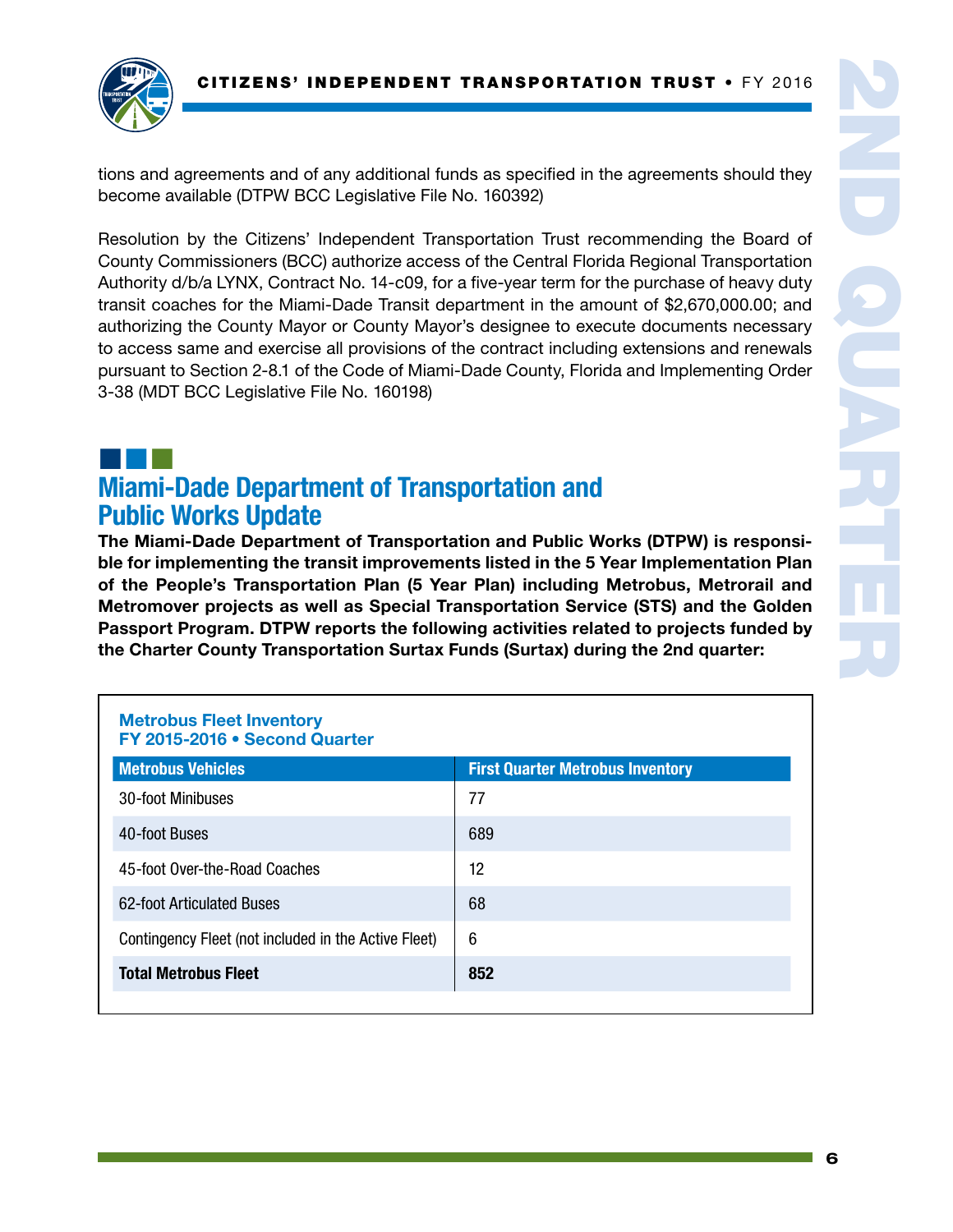tions and agreements and of any additional funds as specified in the agreements should they become available (DTPW BCC Legislative File No. 160392)

Resolution by the Citizens' Independent Transportation Trust recommending the Board of County Commissioners (BCC) authorize access of the Central Florida Regional Transportation Authority d/b/a LYNX, Contract No. 14-c09, for a five-year term for the purchase of heavy duty transit coaches for the Miami-Dade Transit department in the amount of $2,670,000.00; and authorizing the County Mayor or County Mayor's designee to execute documents necessary to access same and exercise all provisions of the contract including extensions and renewals pursuant to Section 2-8.1 of the Code of Miami-Dade County, Florida and Implementing Order 3-38 (MDT BCC Legislative File No. 160198)

## Miami-Dade Department of Transportation and Public Works Update

**The Miami-Dade Department of Transportation and Public Works (DTPW) is responsible for implementing the transit improvements listed in the 5 Year Implementation Plan of the People's Transportation Plan (5 Year Plan) including Metrobus, Metrorail and Metromover projects as well as Special Transportation Service (STS) and the Golden Passport Program. DTPW reports the following activities related to projects funded by the Charter County Transportation Surtax Funds (Surtax) during the 2nd quarter:**

**Metrobus Fleet Inventory**
**FY 2015-2016 • Second Quarter**

| Metrobus Vehicles | First Quarter Metrobus Inventory |
| --- | --- |
| 30-foot Minibuses | 77 |
| 40-foot Buses | 689 |
| 45-foot Over-the-Road Coaches | 12 |
| 62-foot Articulated Buses | 68 |
| Contingency Fleet (not included in the Active Fleet) | 6 |
| **Total Metrobus Fleet** | **852** |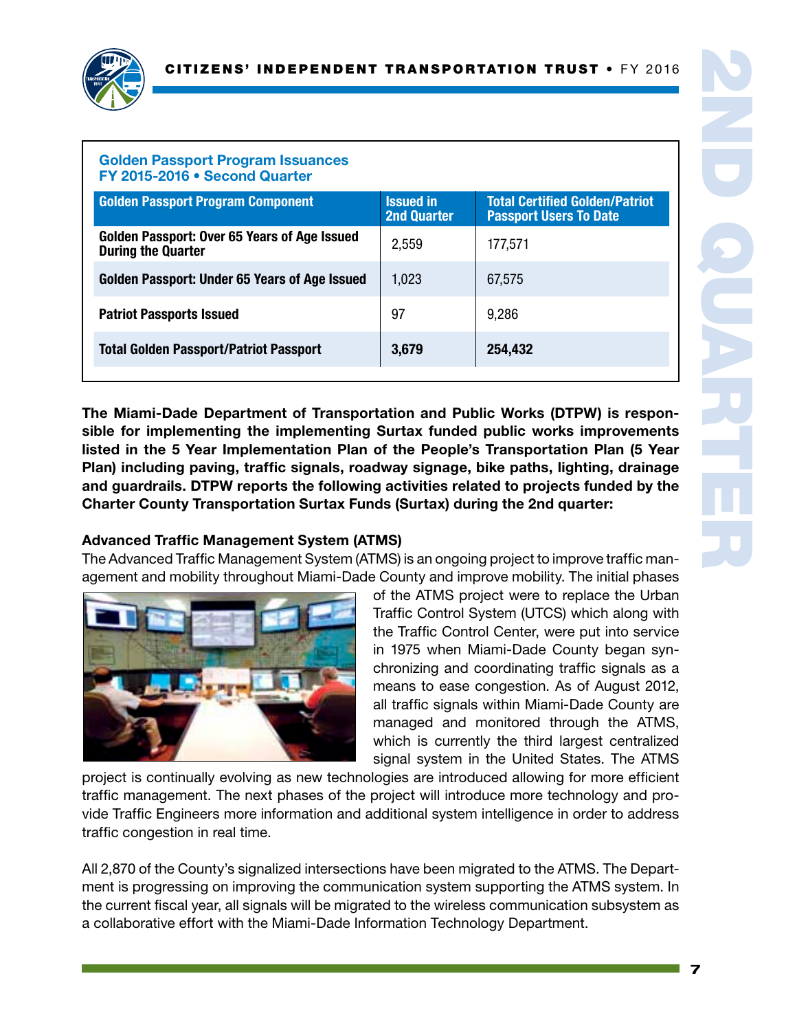### Golden Passport Program Issuances
### FY 2015-2016 • Second Quarter

| Golden Passport Program Component | Issued in 2nd Quarter | Total Certified Golden/Patriot Passport Users To Date |
|---|---|---|
| **Golden Passport: Over 65 Years of Age Issued During the Quarter** | 2,559 | 177,571 |
| **Golden Passport: Under 65 Years of Age Issued** | 1,023 | 67,575 |
| **Patriot Passports Issued** | 97 | 9,286 |
| **Total Golden Passport/Patriot Passport** | **3,679** | **254,432** |

**The Miami-Dade Department of Transportation and Public Works (DTPW) is responsible for implementing the implementing Surtax funded public works improvements listed in the 5 Year Implementation Plan of the People's Transportation Plan (5 Year Plan) including paving, traffic signals, roadway signage, bike paths, lighting, drainage and guardrails. DTPW reports the following activities related to projects funded by the Charter County Transportation Surtax Funds (Surtax) during the 2nd quarter:**

### Advanced Traffic Management System (ATMS)

The Advanced Traffic Management System (ATMS) is an ongoing project to improve traffic management and mobility throughout Miami-Dade County and improve mobility. The initial phases of the ATMS project were to replace the Urban Traffic Control System (UTCS) which along with the Traffic Control Center, were put into service in 1975 when Miami-Dade County began synchronizing and coordinating traffic signals as a means to ease congestion. As of August 2012, all traffic signals within Miami-Dade County are managed and monitored through the ATMS, which is currently the third largest centralized signal system in the United States. The ATMS project is continually evolving as new technologies are introduced allowing for more efficient traffic management. The next phases of the project will introduce more technology and provide Traffic Engineers more information and additional system intelligence in order to address traffic congestion in real time.

All 2,870 of the County's signalized intersections have been migrated to the ATMS. The Department is progressing on improving the communication system supporting the ATMS system. In the current fiscal year, all signals will be migrated to the wireless communication subsystem as a collaborative effort with the Miami-Dade Information Technology Department.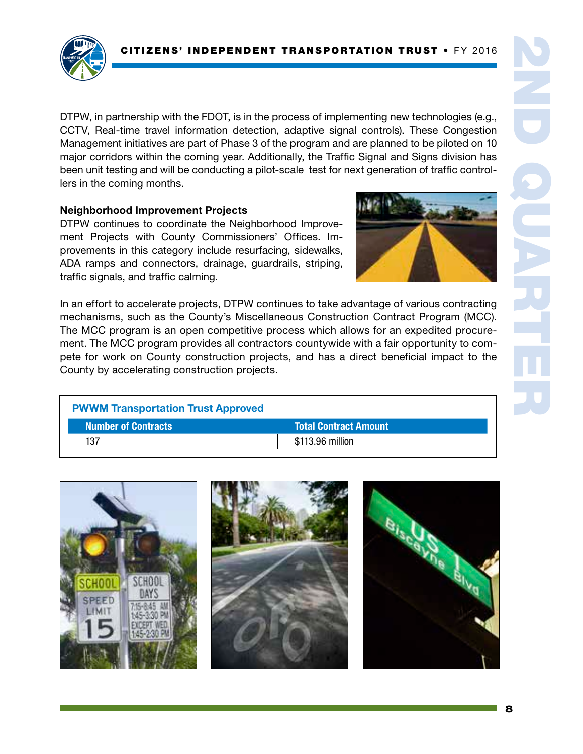DTPW, in partnership with the FDOT, is in the process of implementing new technologies (e.g., CCTV, Real-time travel information detection, adaptive signal controls). These Congestion Management initiatives are part of Phase 3 of the program and are planned to be piloted on 10 major corridors within the coming year. Additionally, the Traffic Signal and Signs division has been unit testing and will be conducting a pilot-scale test for next generation of traffic controllers in the coming months.

**Neighborhood Improvement Projects**

DTPW continues to coordinate the Neighborhood Improvement Projects with County Commissioners' Offices. Improvements in this category include resurfacing, sidewalks, ADA ramps and connectors, drainage, guardrails, striping, traffic signals, and traffic calming.

In an effort to accelerate projects, DTPW continues to take advantage of various contracting mechanisms, such as the County's Miscellaneous Construction Contract Program (MCC). The MCC program is an open competitive process which allows for an expedited procurement. The MCC program provides all contractors countywide with a fair opportunity to compete for work on County construction projects, and has a direct beneficial impact to the County by accelerating construction projects.

**PWWM Transportation Trust Approved**

| Number of Contracts | Total Contract Amount |
|---|---|
| 137 | $113.96 million |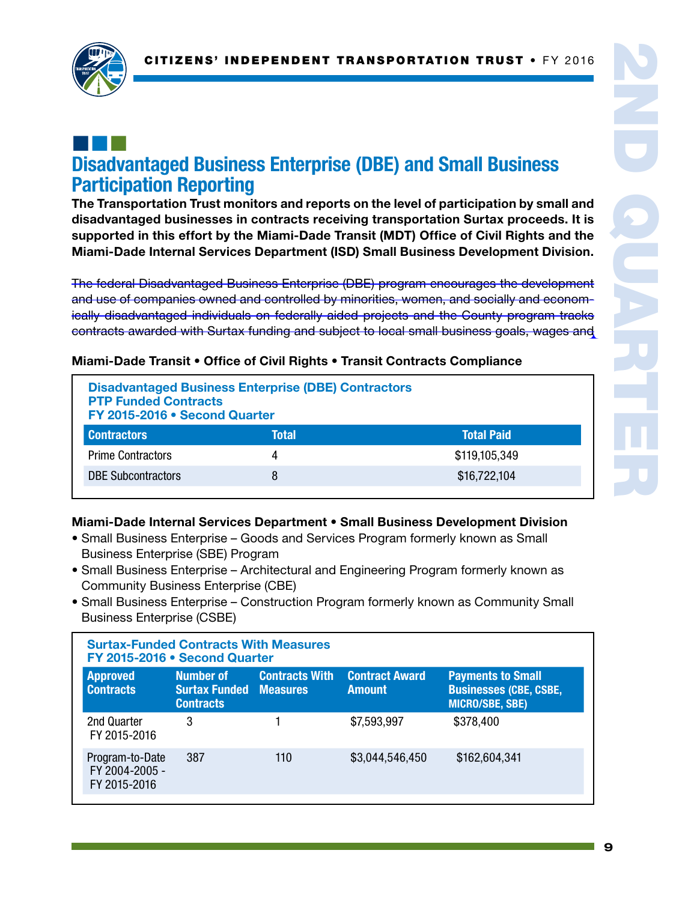## Disadvantaged Business Enterprise (DBE) and Small Business Participation Reporting

**The Transportation Trust monitors and reports on the level of participation by small and disadvantaged businesses in contracts receiving transportation Surtax proceeds. It is supported in this effort by the Miami-Dade Transit (MDT) Office of Civil Rights and the Miami-Dade Internal Services Department (ISD) Small Business Development Division.**

~~The federal Disadvantaged Business Enterprise (DBE) program encourages the development and use of companies owned and controlled by minorities, women, and socially and economically disadvantaged individuals on federally aided projects and the County program tracks contracts awarded with Surtax funding and subject to local small business goals, wages and~~

**Miami-Dade Transit • Office of Civil Rights • Transit Contracts Compliance**

**Disadvantaged Business Enterprise (DBE) Contractors**
**PTP Funded Contracts**
**FY 2015-2016 • Second Quarter**

| Contractors | Total | Total Paid |
|---|---|---|
| Prime Contractors | 4 | $119,105,349 |
| DBE Subcontractors | 8 | $16,722,104 |

**Miami-Dade Internal Services Department • Small Business Development Division**

- Small Business Enterprise – Goods and Services Program formerly known as Small Business Enterprise (SBE) Program
- Small Business Enterprise – Architectural and Engineering Program formerly known as Community Business Enterprise (CBE)
- Small Business Enterprise – Construction Program formerly known as Community Small Business Enterprise (CSBE)

**Surtax-Funded Contracts With Measures**
**FY 2015-2016 • Second Quarter**

| Approved Contracts | Number of Surtax Funded Contracts | Contracts With Measures | Contract Award Amount | Payments to Small Businesses (CBE, CSBE, MICRO/SBE, SBE) |
|---|---|---|---|---|
| 2nd Quarter FY 2015-2016 | 3 | 1 | $7,593,997 | $378,400 |
| Program-to-Date FY 2004-2005 - FY 2015-2016 | 387 | 110 | $3,044,546,450 | $162,604,341 |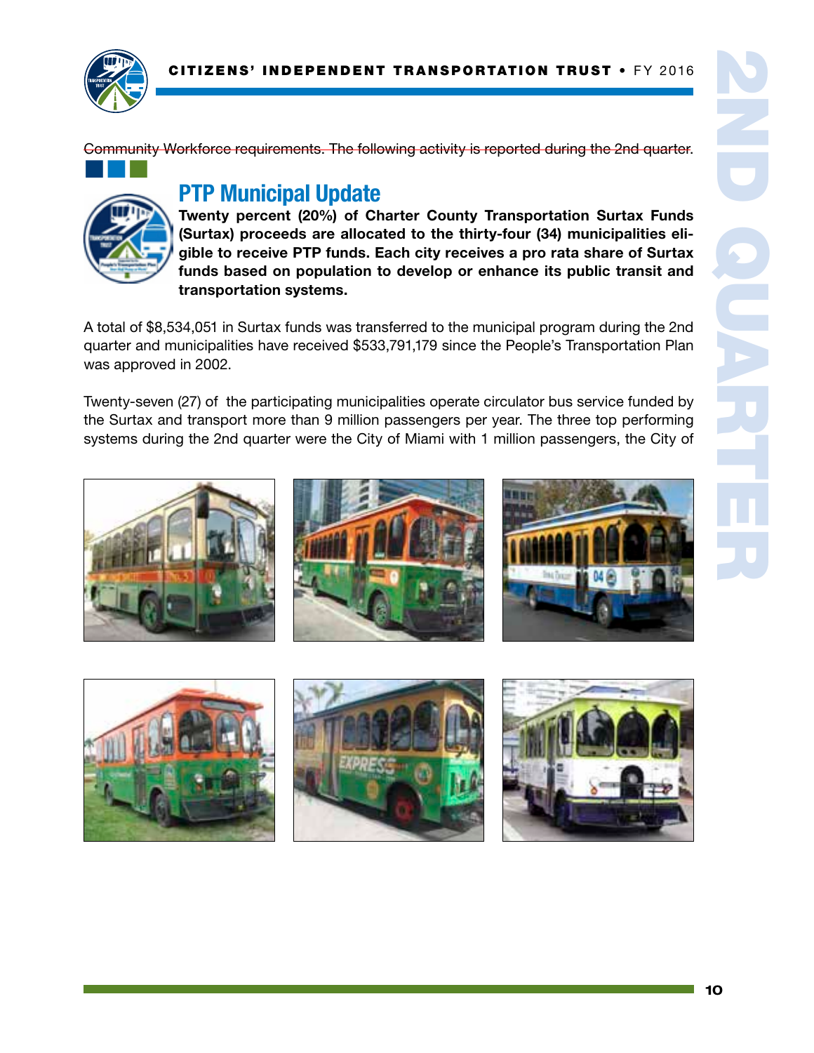~~Community Workforce requirements. The following activity is reported during the 2nd quarter.~~

## PTP Municipal Update

**Twenty percent (20%) of Charter County Transportation Surtax Funds (Surtax) proceeds are allocated to the thirty-four (34) municipalities eligible to receive PTP funds. Each city receives a pro rata share of Surtax funds based on population to develop or enhance its public transit and transportation systems.**

A total of $8,534,051 in Surtax funds was transferred to the municipal program during the 2nd quarter and municipalities have received $533,791,179 since the People's Transportation Plan was approved in 2002.

Twenty-seven (27) of the participating municipalities operate circulator bus service funded by the Surtax and transport more than 9 million passengers per year. The three top performing systems during the 2nd quarter were the City of Miami with 1 million passengers, the City of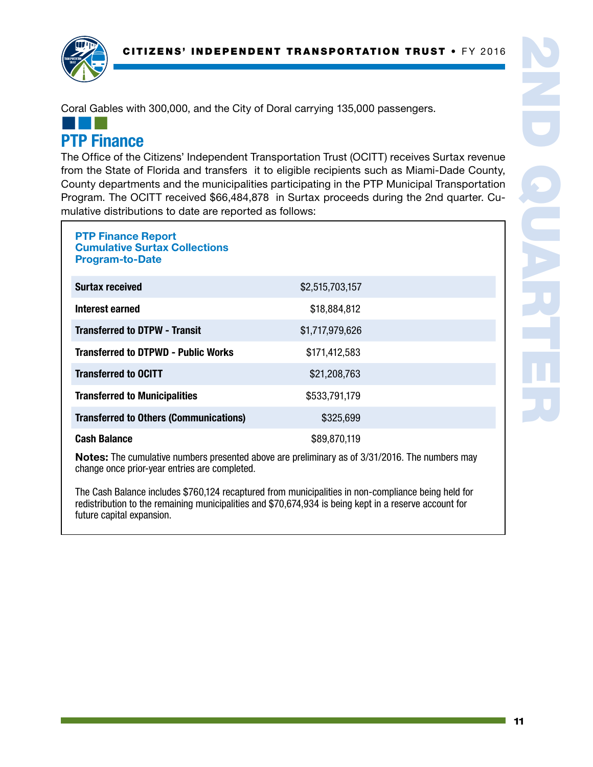Coral Gables with 300,000, and the City of Doral carrying 135,000 passengers.

## PTP Finance

The Office of the Citizens' Independent Transportation Trust (OCITT) receives Surtax revenue from the State of Florida and transfers it to eligible recipients such as Miami-Dade County, County departments and the municipalities participating in the PTP Municipal Transportation Program. The OCITT received $66,484,878 in Surtax proceeds during the 2nd quarter. Cumulative distributions to date are reported as follows:

### PTP Finance Report
### Cumulative Surtax Collections
### Program-to-Date

| | |
|---|---|
| **Surtax received** | $2,515,703,157 |
| **Interest earned** | $18,884,812 |
| **Transferred to DTPW - Transit** | $1,717,979,626 |
| **Transferred to DTPWD - Public Works** | $171,412,583 |
| **Transferred to OCITT** | $21,208,763 |
| **Transferred to Municipalities** | $533,791,179 |
| **Transferred to Others (Communications)** | $325,699 |
| **Cash Balance** | $89,870,119 |

**Notes:** The cumulative numbers presented above are preliminary as of 3/31/2016. The numbers may change once prior-year entries are completed.

The Cash Balance includes $760,124 recaptured from municipalities in non-compliance being held for redistribution to the remaining municipalities and $70,674,934 is being kept in a reserve account for future capital expansion.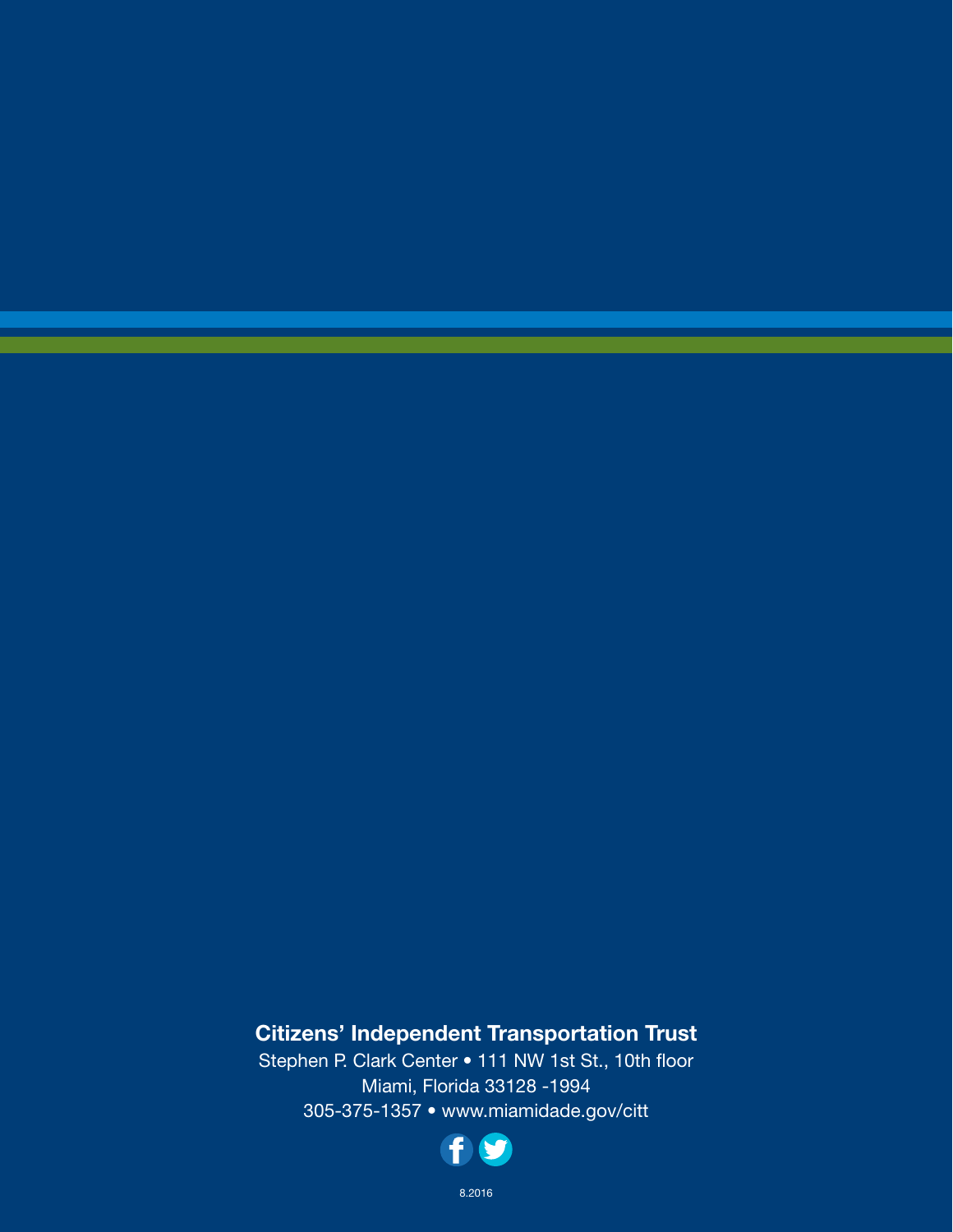**Citizens' Independent Transportation Trust**

Stephen P. Clark Center • 111 NW 1st St., 10th floor

Miami, Florida 33128 -1994

305-375-1357 • www.miamidade.gov/citt

8.2016